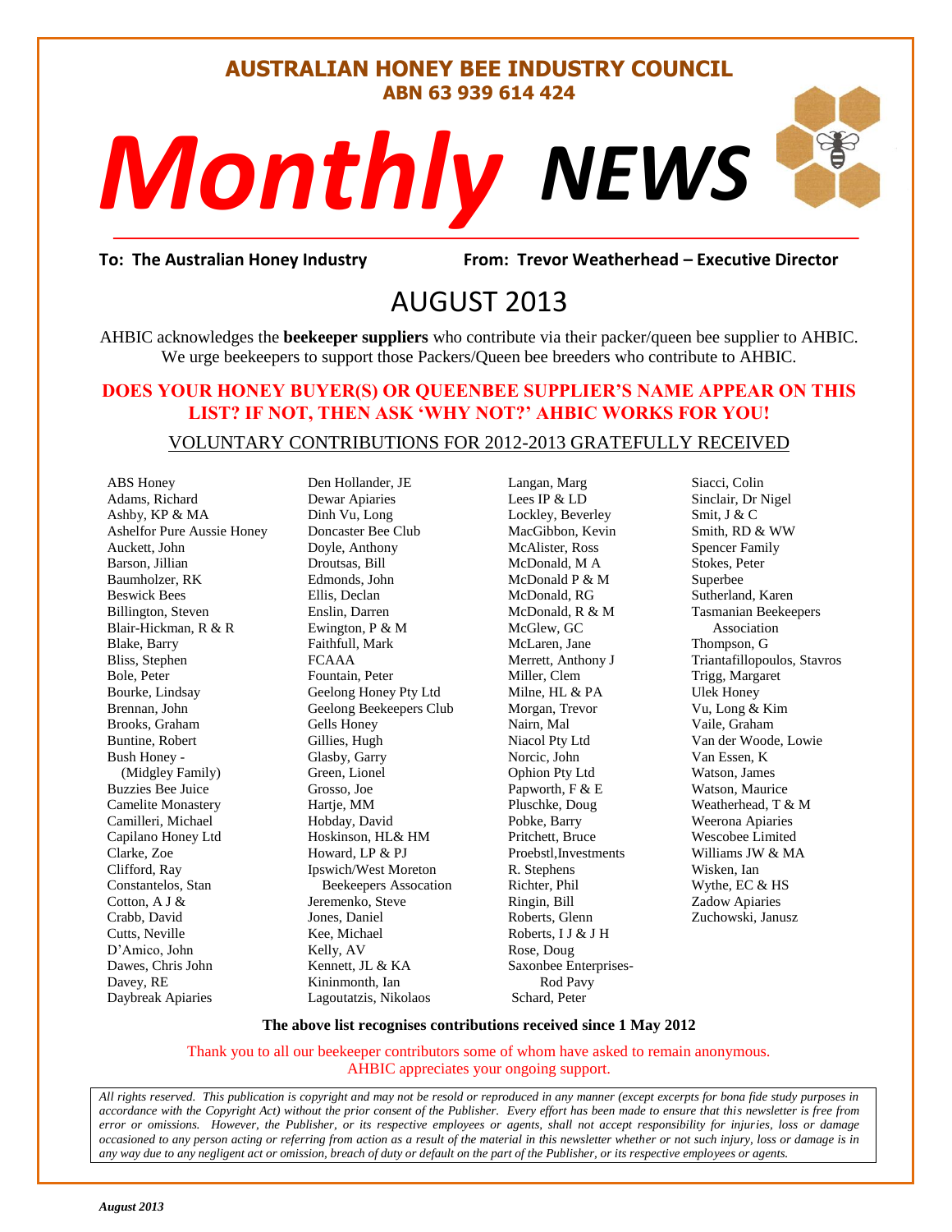# AUSTRALIAN HONEY BEE INDUSTRY COUNCIL

**ABN 63 939 614 424**

# *Monthly* NEWS

**To: The Australian Honey Industry** **From: Trevor Weatherhead – Executive Director**

## AUGUST 2013

AHBIC acknowledges the **beekeeper suppliers** who contribute via their packer/queen bee supplier to AHBIC. We urge beekeepers to support those Packers/Queen bee breeders who contribute to AHBIC.

**DOES YOUR HONEY BUYER(S) OR QUEENBEE SUPPLIER'S NAME APPEAR ON THIS LIST? IF NOT, THEN ASK 'WHY NOT?' AHBIC WORKS FOR YOU!**

VOLUNTARY CONTRIBUTIONS FOR 2012-2013 GRATEFULLY RECEIVED

ABS Honey
Adams, Richard
Ashby, KP & MA
Ashelfor Pure Aussie Honey
Auckett, John
Barson, Jillian
Baumholzer, RK
Beswick Bees
Billington, Steven
Blair-Hickman, R & R
Blake, Barry
Bliss, Stephen
Bole, Peter
Bourke, Lindsay
Brennan, John
Brooks, Graham
Buntine, Robert
Bush Honey - (Midgley Family)
Buzzies Bee Juice
Camelite Monastery
Camilleri, Michael
Capilano Honey Ltd
Clarke, Zoe
Clifford, Ray
Constantelos, Stan
Cotton, A J &
Crabb, David
Cutts, Neville
D'Amico, John
Dawes, Chris John
Davey, RE
Daybreak Apiaries
Den Hollander, JE
Dewar Apiaries
Dinh Vu, Long
Doncaster Bee Club
Doyle, Anthony
Droutsas, Bill
Edmonds, John
Ellis, Declan
Enslin, Darren
Ewington, P & M
Faithfull, Mark
FCAAA
Fountain, Peter
Geelong Honey Pty Ltd
Geelong Beekeepers Club
Gells Honey
Gillies, Hugh
Glasby, Garry
Green, Lionel
Grosso, Joe
Hartje, MM
Hobday, David
Hoskinson, HL& HM
Howard, LP & PJ
Ipswich/West Moreton Beekeepers Assocation
Jeremenko, Steve
Jones, Daniel
Kee, Michael
Kelly, AV
Kennett, JL & KA
Kininmonth, Ian
Lagoutatzis, Nikolaos
Langan, Marg
Lees IP & LD
Lockley, Beverley
MacGibbon, Kevin
McAlister, Ross
McDonald, M A
McDonald P & M
McDonald, RG
McDonald, R & M
McGlew, GC
McLaren, Jane
Merrett, Anthony J
Miller, Clem
Milne, HL & PA
Morgan, Trevor
Nairn, Mal
Niacol Pty Ltd
Norcic, John
Ophion Pty Ltd
Papworth, F & E
Pluschke, Doug
Pobke, Barry
Pritchett, Bruce
Proebstl,Investments
R. Stephens
Richter, Phil
Ringin, Bill
Roberts, Glenn
Roberts, I J & J H
Rose, Doug
Saxonbee Enterprises- Rod Pavy
Schard, Peter
Siacci, Colin
Sinclair, Dr Nigel
Smit, J & C
Smith, RD & WW
Spencer Family
Stokes, Peter
Superbee
Sutherland, Karen
Tasmanian Beekeepers Association
Thompson, G
Triantafillopoulos, Stavros
Trigg, Margaret
Ulek Honey
Vu, Long & Kim
Vaile, Graham
Van der Woode, Lowie
Van Essen, K
Watson, James
Watson, Maurice
Weatherhead, T & M
Weerona Apiaries
Wescobee Limited
Williams JW & MA
Wisken, Ian
Wythe, EC & HS
Zadow Apiaries
Zuchowski, Janusz

**The above list recognises contributions received since 1 May 2012**

Thank you to all our beekeeper contributors some of whom have asked to remain anonymous. AHBIC appreciates your ongoing support.

*All rights reserved. This publication is copyright and may not be resold or reproduced in any manner (except excerpts for bona fide study purposes in accordance with the Copyright Act) without the prior consent of the Publisher. Every effort has been made to ensure that this newsletter is free from error or omissions. However, the Publisher, or its respective employees or agents, shall not accept responsibility for injuries, loss or damage occasioned to any person acting or referring from action as a result of the material in this newsletter whether or not such injury, loss or damage is in any way due to any negligent act or omission, breach of duty or default on the part of the Publisher, or its respective employees or agents.*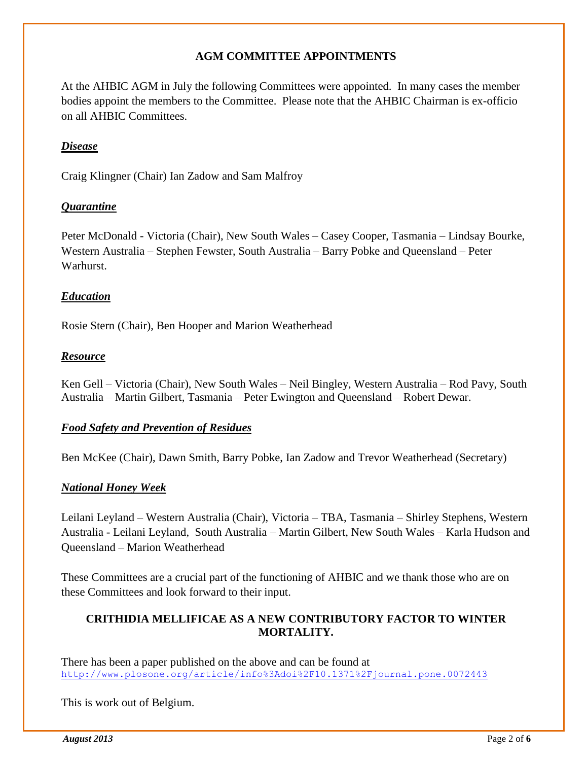## AGM COMMITTEE APPOINTMENTS

At the AHBIC AGM in July the following Committees were appointed. In many cases the member bodies appoint the members to the Committee. Please note that the AHBIC Chairman is ex-officio on all AHBIC Committees.

***Disease***

Craig Klingner (Chair) Ian Zadow and Sam Malfroy

***Quarantine***

Peter McDonald - Victoria (Chair), New South Wales – Casey Cooper, Tasmania – Lindsay Bourke, Western Australia – Stephen Fewster, South Australia – Barry Pobke and Queensland – Peter Warhurst.

***Education***

Rosie Stern (Chair), Ben Hooper and Marion Weatherhead

***Resource***

Ken Gell – Victoria (Chair), New South Wales – Neil Bingley, Western Australia – Rod Pavy, South Australia – Martin Gilbert, Tasmania – Peter Ewington and Queensland – Robert Dewar.

***Food Safety and Prevention of Residues***

Ben McKee (Chair), Dawn Smith, Barry Pobke, Ian Zadow and Trevor Weatherhead (Secretary)

***National Honey Week***

Leilani Leyland – Western Australia (Chair), Victoria – TBA, Tasmania – Shirley Stephens, Western Australia - Leilani Leyland, South Australia – Martin Gilbert, New South Wales – Karla Hudson and Queensland – Marion Weatherhead

These Committees are a crucial part of the functioning of AHBIC and we thank those who are on these Committees and look forward to their input.

## CRITHIDIA MELLIFICAE AS A NEW CONTRIBUTORY FACTOR TO WINTER MORTALITY.

There has been a paper published on the above and can be found at http://www.plosone.org/article/info%3Adoi%2F10.1371%2Fjournal.pone.0072443

This is work out of Belgium.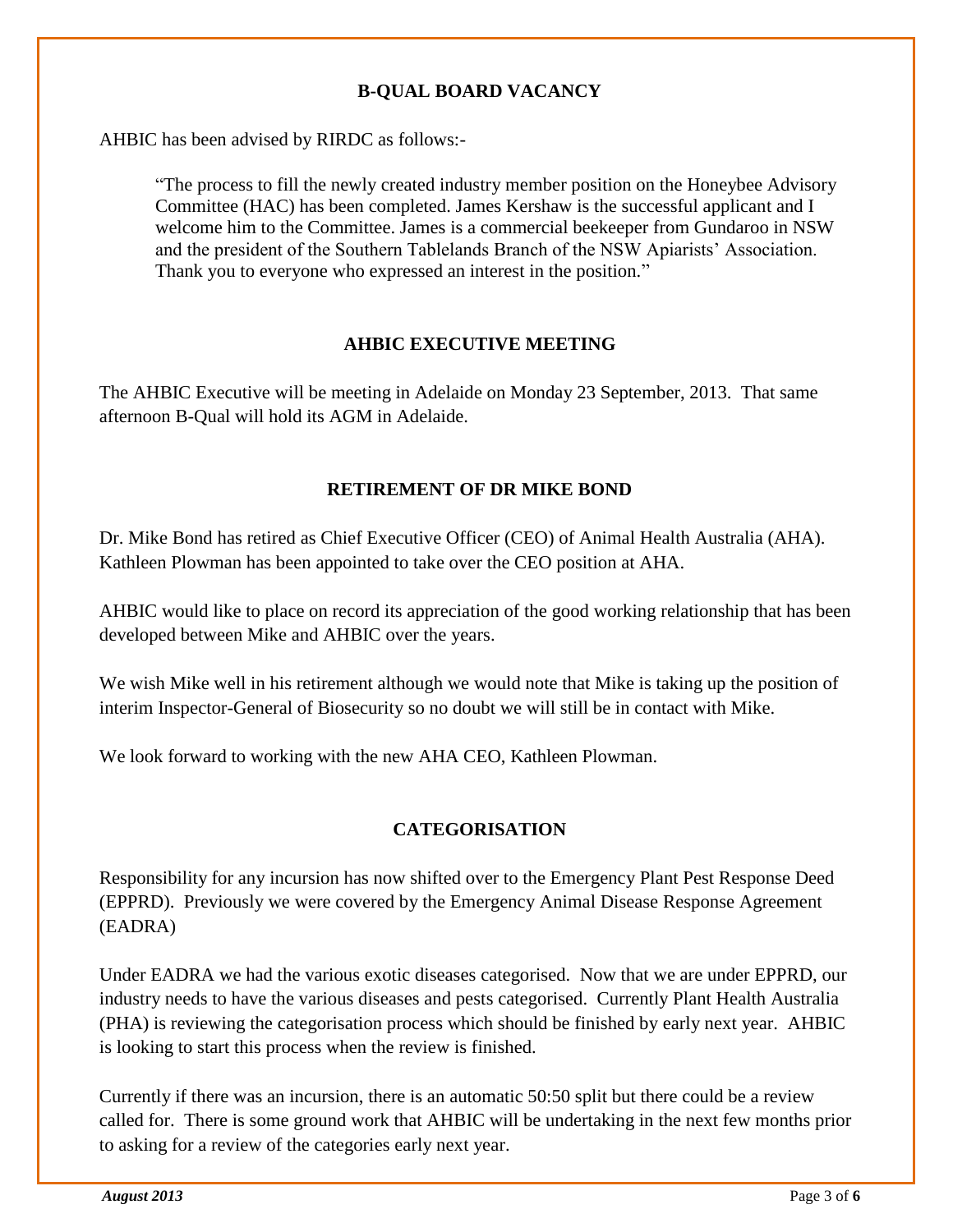## B-QUAL BOARD VACANCY

AHBIC has been advised by RIRDC as follows:-

> "The process to fill the newly created industry member position on the Honeybee Advisory Committee (HAC) has been completed. James Kershaw is the successful applicant and I welcome him to the Committee. James is a commercial beekeeper from Gundaroo in NSW and the president of the Southern Tablelands Branch of the NSW Apiarists' Association. Thank you to everyone who expressed an interest in the position."

## AHBIC EXECUTIVE MEETING

The AHBIC Executive will be meeting in Adelaide on Monday 23 September, 2013. That same afternoon B-Qual will hold its AGM in Adelaide.

## RETIREMENT OF DR MIKE BOND

Dr. Mike Bond has retired as Chief Executive Officer (CEO) of Animal Health Australia (AHA). Kathleen Plowman has been appointed to take over the CEO position at AHA.

AHBIC would like to place on record its appreciation of the good working relationship that has been developed between Mike and AHBIC over the years.

We wish Mike well in his retirement although we would note that Mike is taking up the position of interim Inspector-General of Biosecurity so no doubt we will still be in contact with Mike.

We look forward to working with the new AHA CEO, Kathleen Plowman.

## CATEGORISATION

Responsibility for any incursion has now shifted over to the Emergency Plant Pest Response Deed (EPPRD). Previously we were covered by the Emergency Animal Disease Response Agreement (EADRA)

Under EADRA we had the various exotic diseases categorised. Now that we are under EPPRD, our industry needs to have the various diseases and pests categorised. Currently Plant Health Australia (PHA) is reviewing the categorisation process which should be finished by early next year. AHBIC is looking to start this process when the review is finished.

Currently if there was an incursion, there is an automatic 50:50 split but there could be a review called for. There is some ground work that AHBIC will be undertaking in the next few months prior to asking for a review of the categories early next year.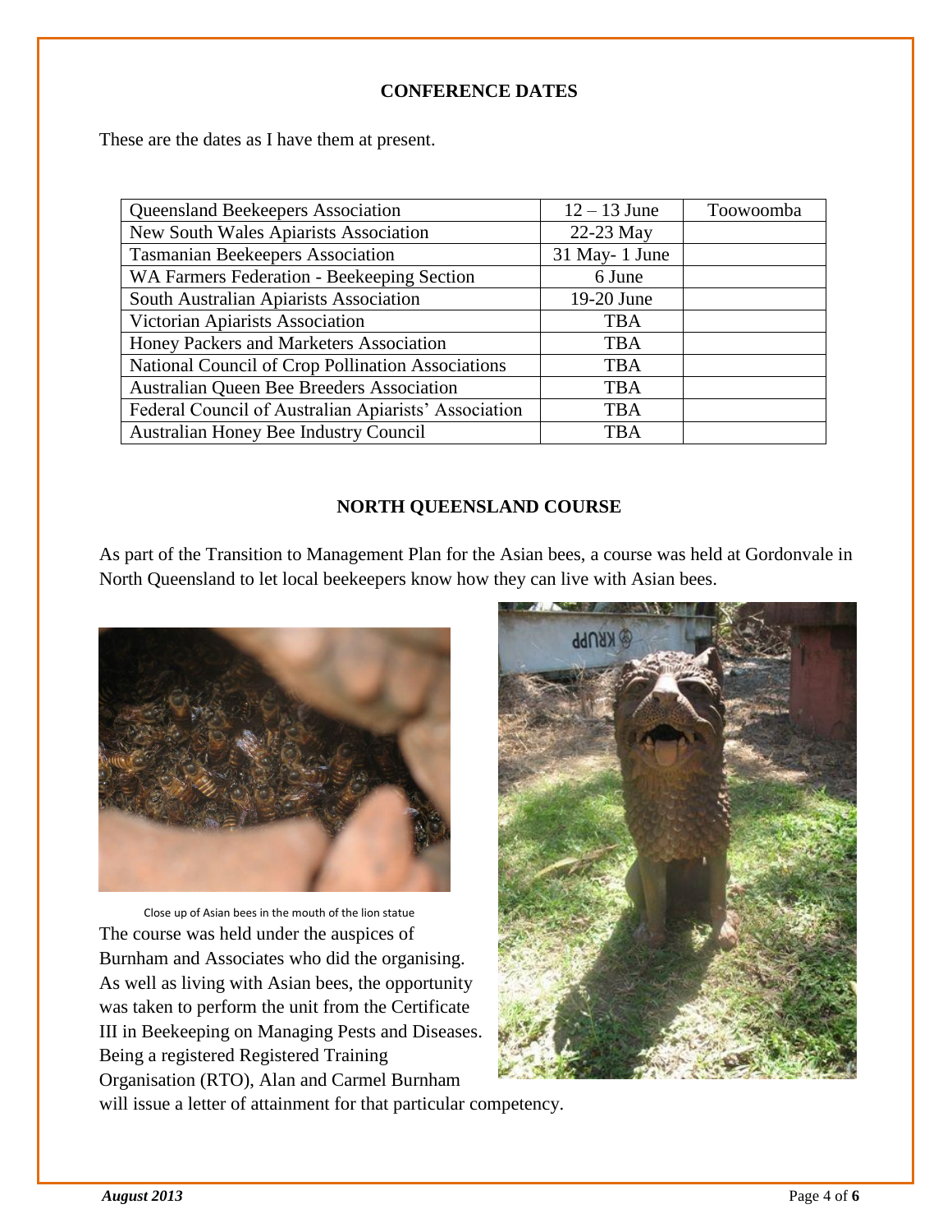## CONFERENCE DATES

These are the dates as I have them at present.

| | | |
|---|---|---|
| Queensland Beekeepers Association | 12 – 13 June | Toowoomba |
| New South Wales Apiarists Association | 22-23 May | |
| Tasmanian Beekeepers Association | 31 May- 1 June | |
| WA Farmers Federation - Beekeeping Section | 6 June | |
| South Australian Apiarists Association | 19-20 June | |
| Victorian Apiarists Association | TBA | |
| Honey Packers and Marketers Association | TBA | |
| National Council of Crop Pollination Associations | TBA | |
| Australian Queen Bee Breeders Association | TBA | |
| Federal Council of Australian Apiarists' Association | TBA | |
| Australian Honey Bee Industry Council | TBA | |

## NORTH QUEENSLAND COURSE

As part of the Transition to Management Plan for the Asian bees, a course was held at Gordonvale in North Queensland to let local beekeepers know how they can live with Asian bees.

Close up of Asian bees in the mouth of the lion statue

The course was held under the auspices of Burnham and Associates who did the organising. As well as living with Asian bees, the opportunity was taken to perform the unit from the Certificate III in Beekeeping on Managing Pests and Diseases. Being a registered Registered Training Organisation (RTO), Alan and Carmel Burnham will issue a letter of attainment for that particular competency.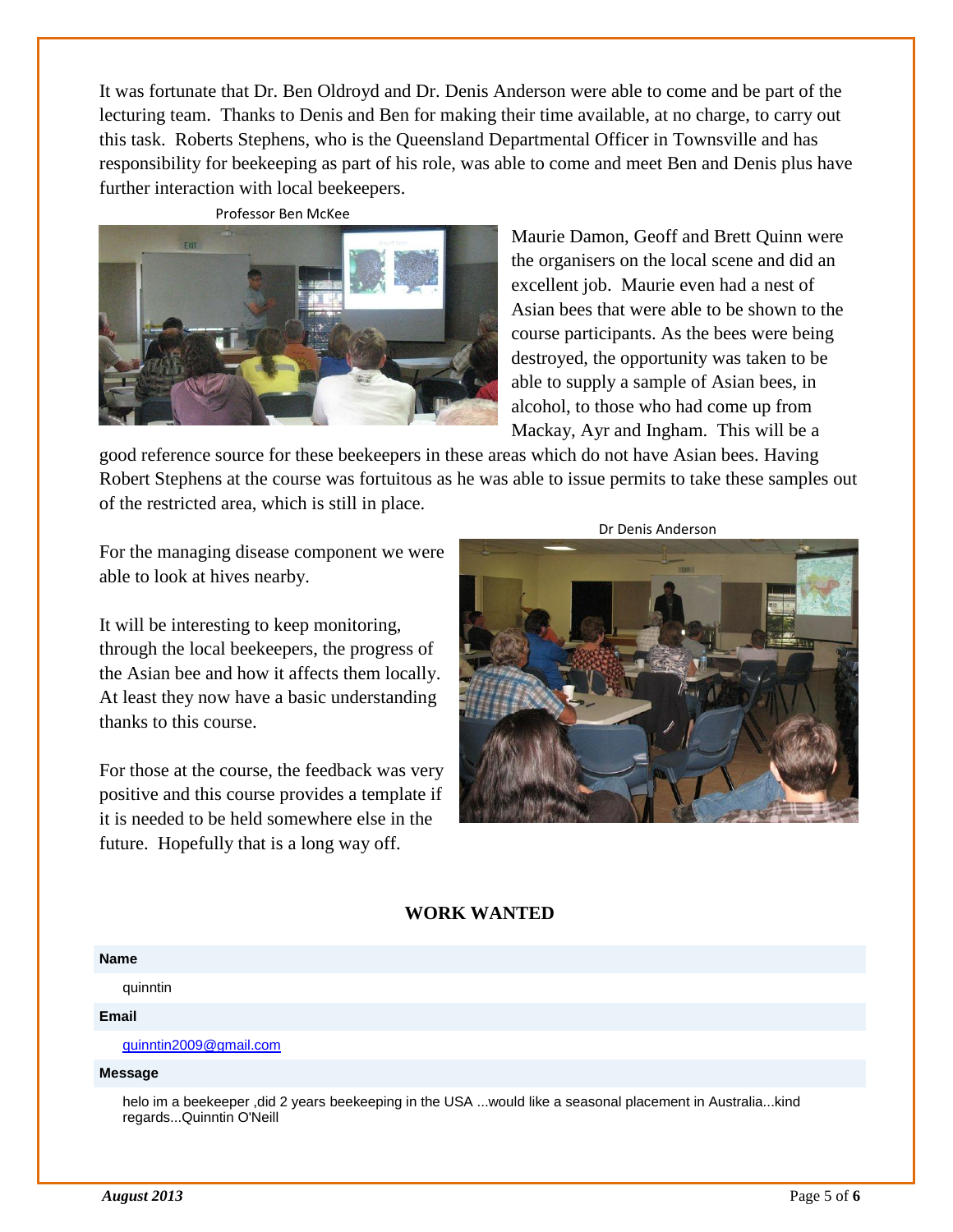It was fortunate that Dr. Ben Oldroyd and Dr. Denis Anderson were able to come and be part of the lecturing team. Thanks to Denis and Ben for making their time available, at no charge, to carry out this task. Roberts Stephens, who is the Queensland Departmental Officer in Townsville and has responsibility for beekeeping as part of his role, was able to come and meet Ben and Denis plus have further interaction with local beekeepers.

Professor Ben McKee

Maurie Damon, Geoff and Brett Quinn were the organisers on the local scene and did an excellent job. Maurie even had a nest of Asian bees that were able to be shown to the course participants. As the bees were being destroyed, the opportunity was taken to be able to supply a sample of Asian bees, in alcohol, to those who had come up from Mackay, Ayr and Ingham. This will be a good reference source for these beekeepers in these areas which do not have Asian bees. Having Robert Stephens at the course was fortuitous as he was able to issue permits to take these samples out of the restricted area, which is still in place.

Dr Denis Anderson

For the managing disease component we were able to look at hives nearby.

It will be interesting to keep monitoring, through the local beekeepers, the progress of the Asian bee and how it affects them locally. At least they now have a basic understanding thanks to this course.

For those at the course, the feedback was very positive and this course provides a template if it is needed to be held somewhere else in the future. Hopefully that is a long way off.

## WORK WANTED

**Name**

quinntin

**Email**

quinntin2009@gmail.com

**Message**

helo im a beekeeper ,did 2 years beekeeping in the USA ...would like a seasonal placement in Australia...kind regards...Quinntin O'Neill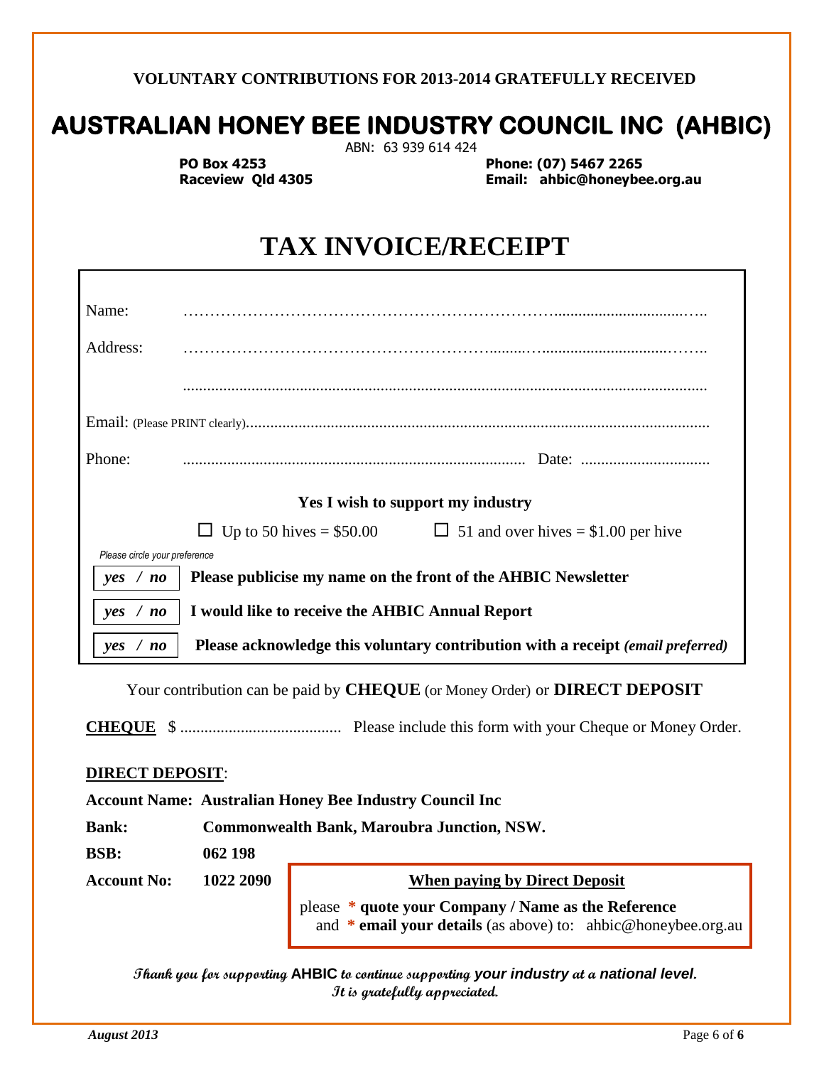**VOLUNTARY CONTRIBUTIONS FOR 2013-2014 GRATEFULLY RECEIVED**

# AUSTRALIAN HONEY BEE INDUSTRY COUNCIL INC (AHBIC)

ABN: 63 939 614 424

**PO Box 4253**
**Raceview Qld 4305**

**Phone: (07) 5467 2265**
**Email: ahbic@honeybee.org.au**

# TAX INVOICE/RECEIPT

Name: ……………………………………………………………………………………………

Address: ……………………………………………………………………………………………

……………………………………………………………………………………………

Email: (Please PRINT clearly)……………………………………………………………………………

Phone: ……………………………………………… Date: ………………………

**Yes I wish to support my industry**

☐ Up to 50 hives = $50.00 ☐ 51 and over hives = $1.00 per hive

*Please circle your preference*

| | |
|---|---|
| ***yes / no*** | **Please publicise my name on the front of the AHBIC Newsletter** |
| ***yes / no*** | **I would like to receive the AHBIC Annual Report** |
| ***yes / no*** | **Please acknowledge this voluntary contribution with a receipt *(email preferred)*** |

Your contribution can be paid by **CHEQUE** (or Money Order) or **DIRECT DEPOSIT**

**CHEQUE** $ ……………………… Please include this form with your Cheque or Money Order.

**DIRECT DEPOSIT**:

**Account Name: Australian Honey Bee Industry Council Inc**

**Bank:** **Commonwealth Bank, Maroubra Junction, NSW.**

**BSB:** **062 198**

**Account No:** **1022 2090**

**When paying by Direct Deposit**

please * **quote your Company / Name as the Reference**
and * **email your details** (as above) to: ahbic@honeybee.org.au

***Thank you for supporting AHBIC to continue supporting your industry at a national level.***
***It is gratefully appreciated.***

*August 2013*